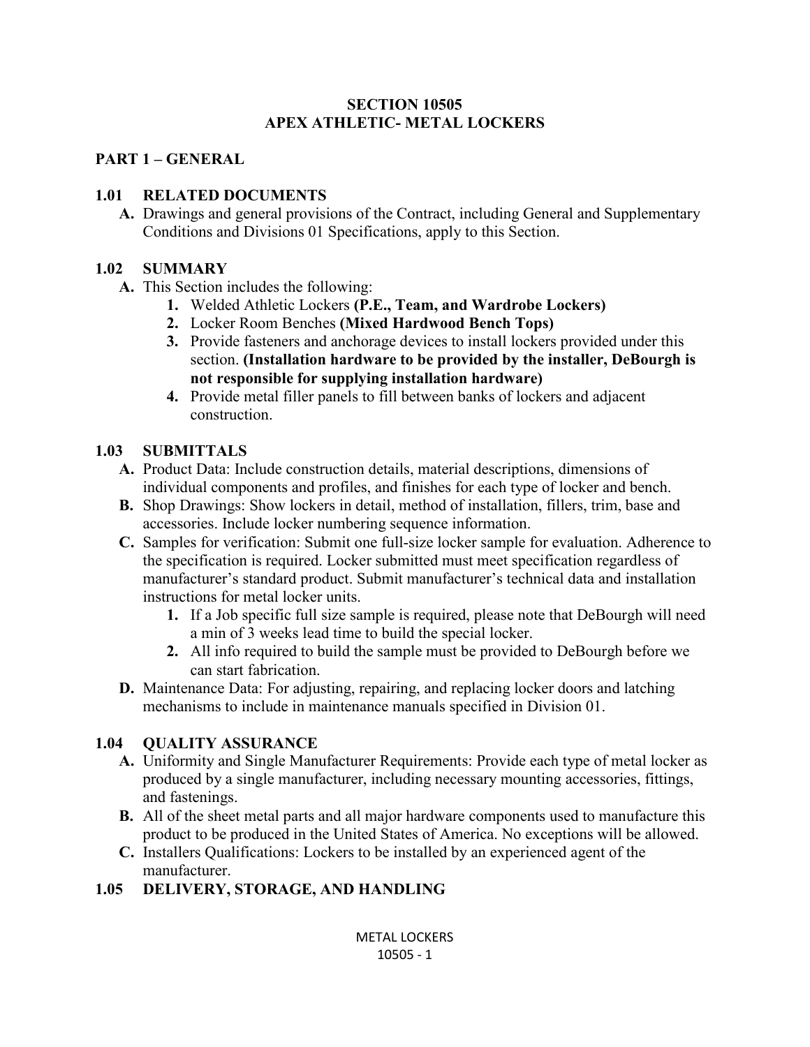# SECTION 10505
# APEX ATHLETIC- METAL LOCKERS

## PART 1 – GENERAL

### 1.01 RELATED DOCUMENTS

**A.** Drawings and general provisions of the Contract, including General and Supplementary Conditions and Divisions 01 Specifications, apply to this Section.

### 1.02 SUMMARY

**A.** This Section includes the following:

1. Welded Athletic Lockers **(P.E., Team, and Wardrobe Lockers)**
2. Locker Room Benches **(Mixed Hardwood Bench Tops)**
3. Provide fasteners and anchorage devices to install lockers provided under this section. **(Installation hardware to be provided by the installer, DeBourgh is not responsible for supplying installation hardware)**
4. Provide metal filler panels to fill between banks of lockers and adjacent construction.

### 1.03 SUBMITTALS

**A.** Product Data: Include construction details, material descriptions, dimensions of individual components and profiles, and finishes for each type of locker and bench.

**B.** Shop Drawings: Show lockers in detail, method of installation, fillers, trim, base and accessories. Include locker numbering sequence information.

**C.** Samples for verification: Submit one full-size locker sample for evaluation. Adherence to the specification is required. Locker submitted must meet specification regardless of manufacturer's standard product. Submit manufacturer's technical data and installation instructions for metal locker units.

1. If a Job specific full size sample is required, please note that DeBourgh will need a min of 3 weeks lead time to build the special locker.
2. All info required to build the sample must be provided to DeBourgh before we can start fabrication.

**D.** Maintenance Data: For adjusting, repairing, and replacing locker doors and latching mechanisms to include in maintenance manuals specified in Division 01.

### 1.04 QUALITY ASSURANCE

**A.** Uniformity and Single Manufacturer Requirements: Provide each type of metal locker as produced by a single manufacturer, including necessary mounting accessories, fittings, and fastenings.

**B.** All of the sheet metal parts and all major hardware components used to manufacture this product to be produced in the United States of America. No exceptions will be allowed.

**C.** Installers Qualifications: Lockers to be installed by an experienced agent of the manufacturer.

### 1.05 DELIVERY, STORAGE, AND HANDLING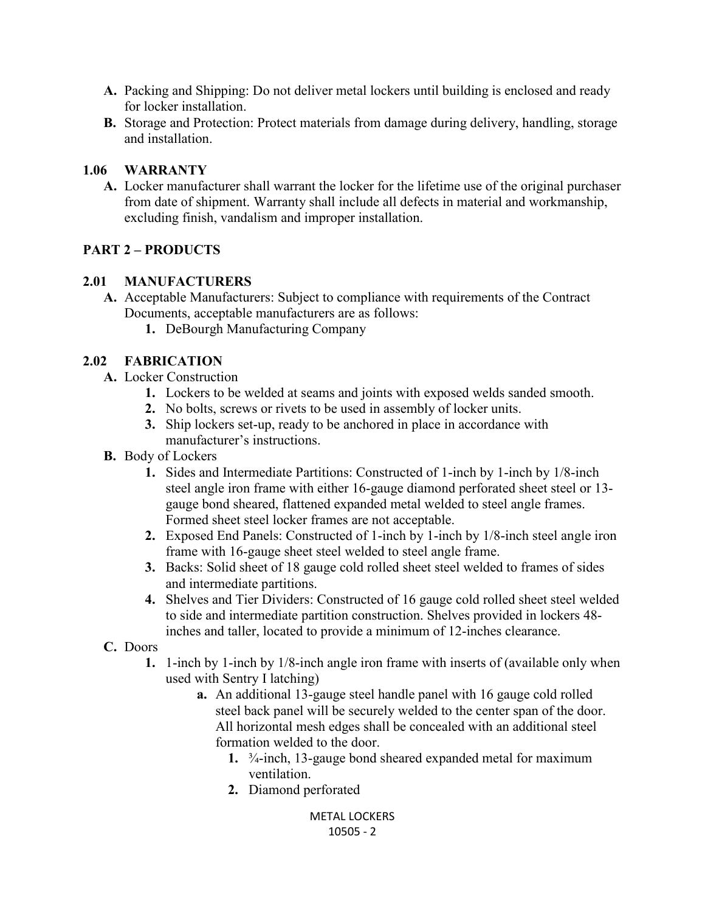**A.** Packing and Shipping: Do not deliver metal lockers until building is enclosed and ready for locker installation.

**B.** Storage and Protection: Protect materials from damage during delivery, handling, storage and installation.

## 1.06 WARRANTY

**A.** Locker manufacturer shall warrant the locker for the lifetime use of the original purchaser from date of shipment. Warranty shall include all defects in material and workmanship, excluding finish, vandalism and improper installation.

# PART 2 – PRODUCTS

## 2.01 MANUFACTURERS

**A.** Acceptable Manufacturers: Subject to compliance with requirements of the Contract Documents, acceptable manufacturers are as follows:

- **1.** DeBourgh Manufacturing Company

## 2.02 FABRICATION

**A.** Locker Construction

- **1.** Lockers to be welded at seams and joints with exposed welds sanded smooth.
- **2.** No bolts, screws or rivets to be used in assembly of locker units.
- **3.** Ship lockers set-up, ready to be anchored in place in accordance with manufacturer's instructions.

**B.** Body of Lockers

- **1.** Sides and Intermediate Partitions: Constructed of 1-inch by 1-inch by 1/8-inch steel angle iron frame with either 16-gauge diamond perforated sheet steel or 13-gauge bond sheared, flattened expanded metal welded to steel angle frames. Formed sheet steel locker frames are not acceptable.
- **2.** Exposed End Panels: Constructed of 1-inch by 1-inch by 1/8-inch steel angle iron frame with 16-gauge sheet steel welded to steel angle frame.
- **3.** Backs: Solid sheet of 18 gauge cold rolled sheet steel welded to frames of sides and intermediate partitions.
- **4.** Shelves and Tier Dividers: Constructed of 16 gauge cold rolled sheet steel welded to side and intermediate partition construction. Shelves provided in lockers 48-inches and taller, located to provide a minimum of 12-inches clearance.

**C.** Doors

- **1.** 1-inch by 1-inch by 1/8-inch angle iron frame with inserts of (available only when used with Sentry I latching)
  - **a.** An additional 13-gauge steel handle panel with 16 gauge cold rolled steel back panel will be securely welded to the center span of the door. All horizontal mesh edges shall be concealed with an additional steel formation welded to the door.
    - **1.** ¾-inch, 13-gauge bond sheared expanded metal for maximum ventilation.
    - **2.** Diamond perforated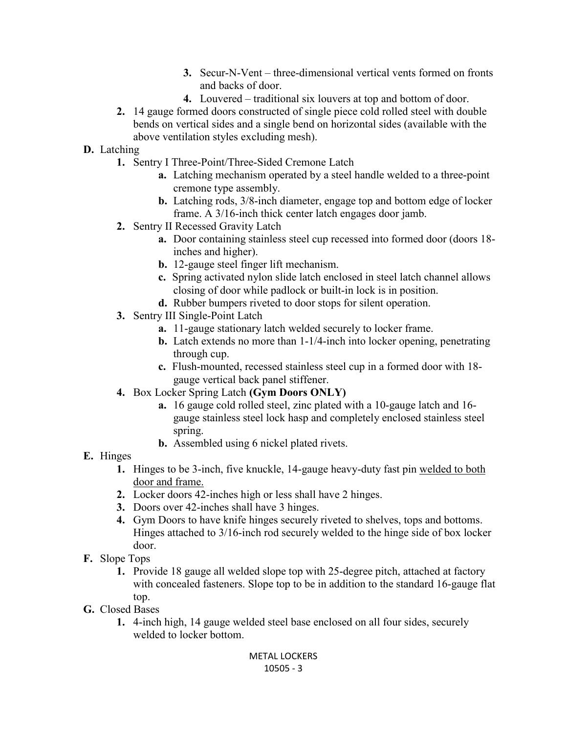3. Secur-N-Vent – three-dimensional vertical vents formed on fronts and backs of door.
4. Louvered – traditional six louvers at top and bottom of door.

2. 14 gauge formed doors constructed of single piece cold rolled steel with double bends on vertical sides and a single bend on horizontal sides (available with the above ventilation styles excluding mesh).

**D.** Latching

1. Sentry I Three-Point/Three-Sided Cremone Latch
   - **a.** Latching mechanism operated by a steel handle welded to a three-point cremone type assembly.
   - **b.** Latching rods, 3/8-inch diameter, engage top and bottom edge of locker frame. A 3/16-inch thick center latch engages door jamb.
2. Sentry II Recessed Gravity Latch
   - **a.** Door containing stainless steel cup recessed into formed door (doors 18-inches and higher).
   - **b.** 12-gauge steel finger lift mechanism.
   - **c.** Spring activated nylon slide latch enclosed in steel latch channel allows closing of door while padlock or built-in lock is in position.
   - **d.** Rubber bumpers riveted to door stops for silent operation.
3. Sentry III Single-Point Latch
   - **a.** 11-gauge stationary latch welded securely to locker frame.
   - **b.** Latch extends no more than 1-1/4-inch into locker opening, penetrating through cup.
   - **c.** Flush-mounted, recessed stainless steel cup in a formed door with 18-gauge vertical back panel stiffener.
4. Box Locker Spring Latch **(Gym Doors ONLY)**
   - **a.** 16 gauge cold rolled steel, zinc plated with a 10-gauge latch and 16-gauge stainless steel lock hasp and completely enclosed stainless steel spring.
   - **b.** Assembled using 6 nickel plated rivets.

**E.** Hinges

1. Hinges to be 3-inch, five knuckle, 14-gauge heavy-duty fast pin <u>welded to both door and frame.</u>
2. Locker doors 42-inches high or less shall have 2 hinges.
3. Doors over 42-inches shall have 3 hinges.
4. Gym Doors to have knife hinges securely riveted to shelves, tops and bottoms. Hinges attached to 3/16-inch rod securely welded to the hinge side of box locker door.

**F.** Slope Tops

1. Provide 18 gauge all welded slope top with 25-degree pitch, attached at factory with concealed fasteners. Slope top to be in addition to the standard 16-gauge flat top.

**G.** Closed Bases

1. 4-inch high, 14 gauge welded steel base enclosed on all four sides, securely welded to locker bottom.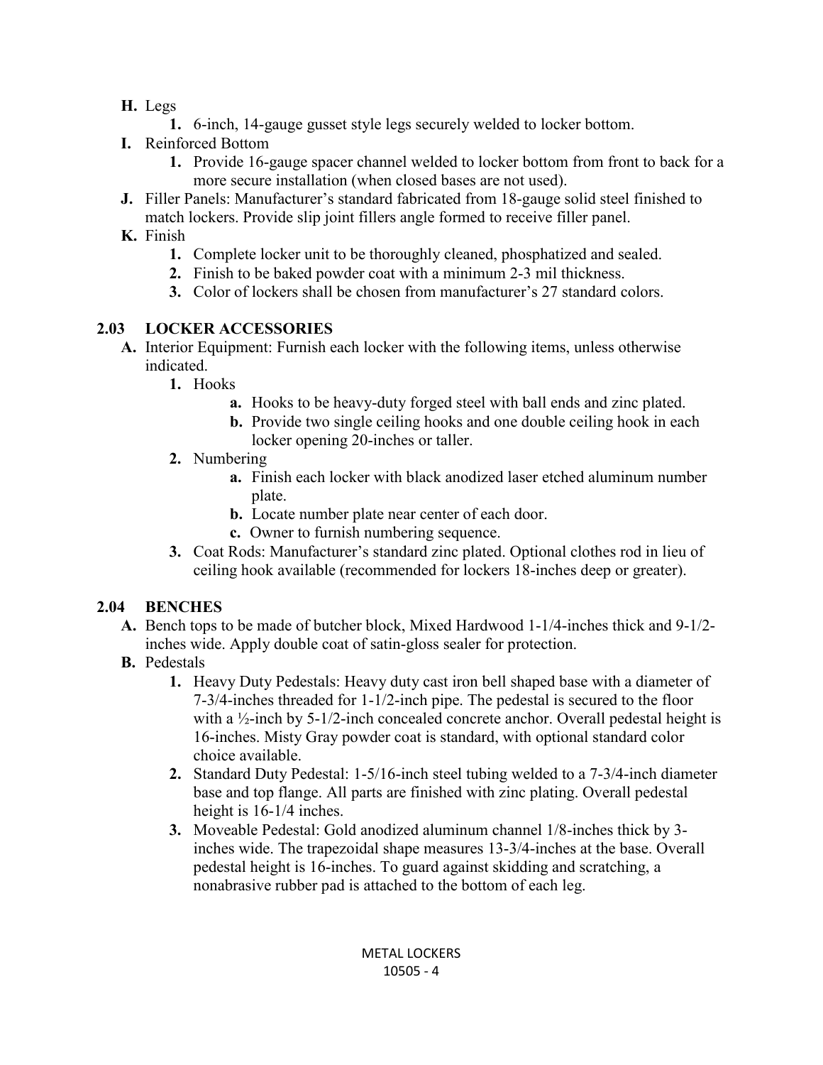**H.** Legs

1. 6-inch, 14-gauge gusset style legs securely welded to locker bottom.

**I.** Reinforced Bottom

1. Provide 16-gauge spacer channel welded to locker bottom from front to back for a more secure installation (when closed bases are not used).

**J.** Filler Panels: Manufacturer's standard fabricated from 18-gauge solid steel finished to match lockers. Provide slip joint fillers angle formed to receive filler panel.

**K.** Finish

1. Complete locker unit to be thoroughly cleaned, phosphatized and sealed.
2. Finish to be baked powder coat with a minimum 2-3 mil thickness.
3. Color of lockers shall be chosen from manufacturer's 27 standard colors.

## 2.03 LOCKER ACCESSORIES

**A.** Interior Equipment: Furnish each locker with the following items, unless otherwise indicated.

1. Hooks
   - **a.** Hooks to be heavy-duty forged steel with ball ends and zinc plated.
   - **b.** Provide two single ceiling hooks and one double ceiling hook in each locker opening 20-inches or taller.
2. Numbering
   - **a.** Finish each locker with black anodized laser etched aluminum number plate.
   - **b.** Locate number plate near center of each door.
   - **c.** Owner to furnish numbering sequence.
3. Coat Rods: Manufacturer's standard zinc plated. Optional clothes rod in lieu of ceiling hook available (recommended for lockers 18-inches deep or greater).

## 2.04 BENCHES

**A.** Bench tops to be made of butcher block, Mixed Hardwood 1-1/4-inches thick and 9-1/2-inches wide. Apply double coat of satin-gloss sealer for protection.

**B.** Pedestals

1. Heavy Duty Pedestals: Heavy duty cast iron bell shaped base with a diameter of 7-3/4-inches threaded for 1-1/2-inch pipe. The pedestal is secured to the floor with a ½-inch by 5-1/2-inch concealed concrete anchor. Overall pedestal height is 16-inches. Misty Gray powder coat is standard, with optional standard color choice available.
2. Standard Duty Pedestal: 1-5/16-inch steel tubing welded to a 7-3/4-inch diameter base and top flange. All parts are finished with zinc plating. Overall pedestal height is 16-1/4 inches.
3. Moveable Pedestal: Gold anodized aluminum channel 1/8-inches thick by 3-inches wide. The trapezoidal shape measures 13-3/4-inches at the base. Overall pedestal height is 16-inches. To guard against skidding and scratching, a nonabrasive rubber pad is attached to the bottom of each leg.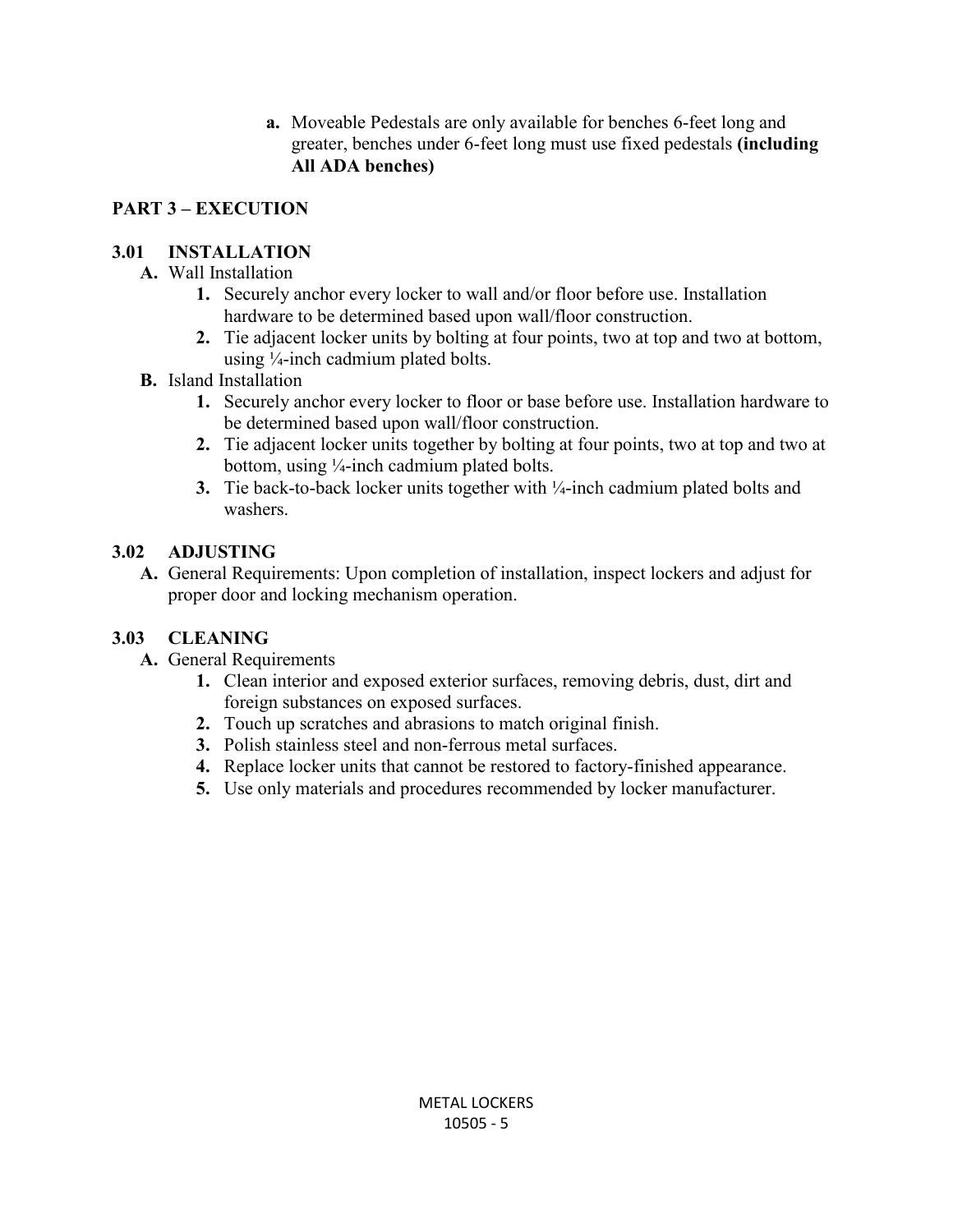a. Moveable Pedestals are only available for benches 6-feet long and greater, benches under 6-feet long must use fixed pedestals **(including All ADA benches)**

## PART 3 – EXECUTION

### 3.01 INSTALLATION

**A.** Wall Installation

1. Securely anchor every locker to wall and/or floor before use. Installation hardware to be determined based upon wall/floor construction.
2. Tie adjacent locker units by bolting at four points, two at top and two at bottom, using ¼-inch cadmium plated bolts.

**B.** Island Installation

1. Securely anchor every locker to floor or base before use. Installation hardware to be determined based upon wall/floor construction.
2. Tie adjacent locker units together by bolting at four points, two at top and two at bottom, using ¼-inch cadmium plated bolts.
3. Tie back-to-back locker units together with ¼-inch cadmium plated bolts and washers.

### 3.02 ADJUSTING

**A.** General Requirements: Upon completion of installation, inspect lockers and adjust for proper door and locking mechanism operation.

### 3.03 CLEANING

**A.** General Requirements

1. Clean interior and exposed exterior surfaces, removing debris, dust, dirt and foreign substances on exposed surfaces.
2. Touch up scratches and abrasions to match original finish.
3. Polish stainless steel and non-ferrous metal surfaces.
4. Replace locker units that cannot be restored to factory-finished appearance.
5. Use only materials and procedures recommended by locker manufacturer.